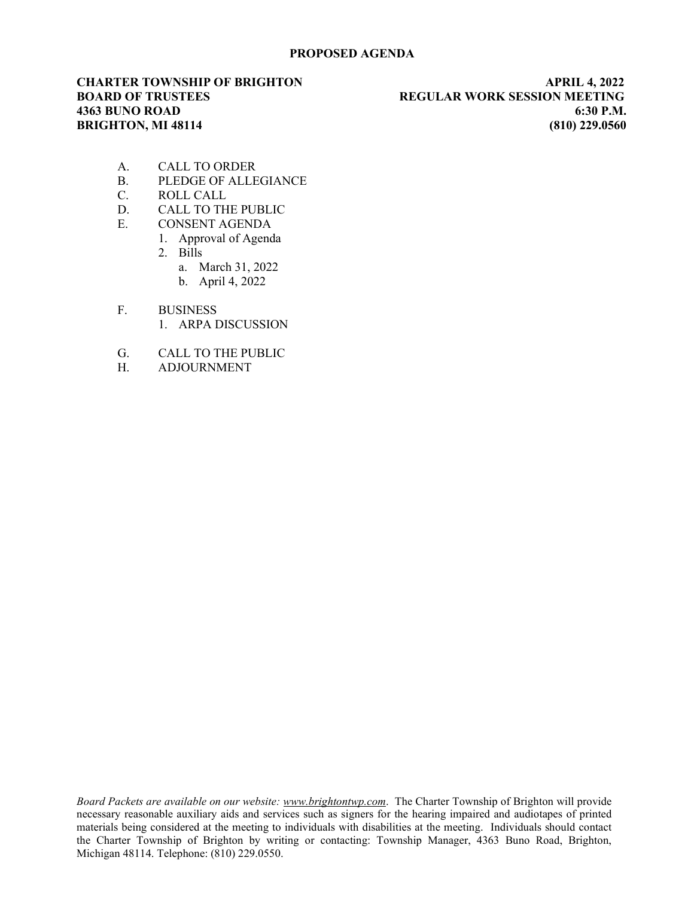# PROPOSED AGENDA

**CHARTER TOWNSHIP OF BRIGHTON**
**BOARD OF TRUSTEES**
**4363 BUNO ROAD**
**BRIGHTON, MI 48114**

**APRIL 4, 2022**
**REGULAR WORK SESSION MEETING**
**6:30 P.M.**
**(810) 229.0560**

A. CALL TO ORDER
B. PLEDGE OF ALLEGIANCE
C. ROLL CALL
D. CALL TO THE PUBLIC
E. CONSENT AGENDA
   1. Approval of Agenda
   2. Bills
      a. March 31, 2022
      b. April 4, 2022

F. BUSINESS
   1. ARPA DISCUSSION

G. CALL TO THE PUBLIC
H. ADJOURNMENT

*Board Packets are available on our website: www.brightontwp.com*. The Charter Township of Brighton will provide necessary reasonable auxiliary aids and services such as signers for the hearing impaired and audiotapes of printed materials being considered at the meeting to individuals with disabilities at the meeting. Individuals should contact the Charter Township of Brighton by writing or contacting: Township Manager, 4363 Buno Road, Brighton, Michigan 48114. Telephone: (810) 229.0550.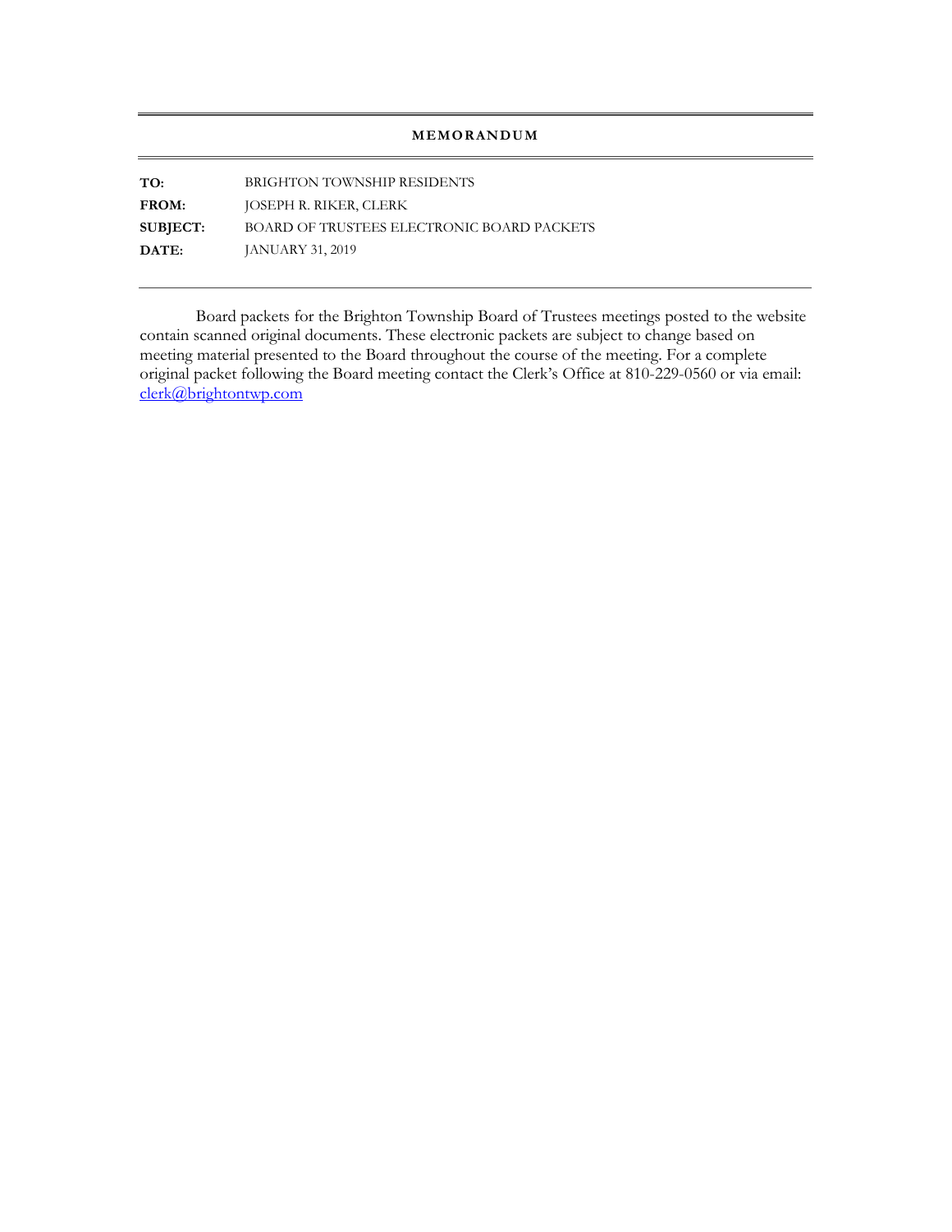# MEMORANDUM

**TO:** BRIGHTON TOWNSHIP RESIDENTS

**FROM:** JOSEPH R. RIKER, CLERK

**SUBJECT:** BOARD OF TRUSTEES ELECTRONIC BOARD PACKETS

**DATE:** JANUARY 31, 2019

---

Board packets for the Brighton Township Board of Trustees meetings posted to the website contain scanned original documents. These electronic packets are subject to change based on meeting material presented to the Board throughout the course of the meeting. For a complete original packet following the Board meeting contact the Clerk's Office at 810-229-0560 or via email: clerk@brightontwp.com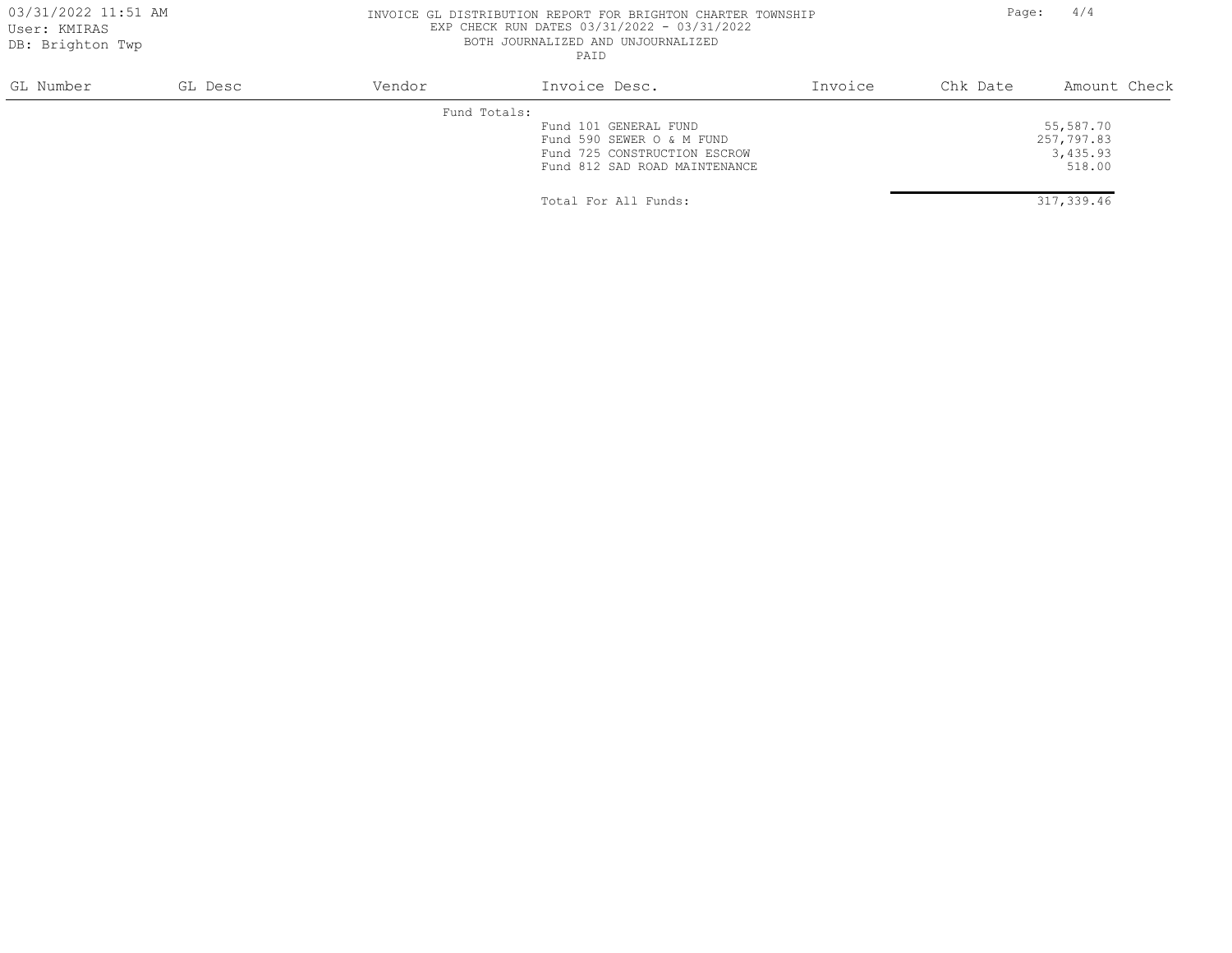INVOICE GL DISTRIBUTION REPORT FOR BRIGHTON CHARTER TOWNSHIP
EXP CHECK RUN DATES 03/31/2022 - 03/31/2022
BOTH JOURNALIZED AND UNJOURNALIZED
PAID

| GL Number | GL Desc | Vendor | Invoice Desc. | Invoice | Chk Date | Amount | Check |
|---|---|---|---|---|---|---|---|
| | | Fund Totals: | | | | | |
| | | | Fund 101 GENERAL FUND | | | 55,587.70 | |
| | | | Fund 590 SEWER O & M FUND | | | 257,797.83 | |
| | | | Fund 725 CONSTRUCTION ESCROW | | | 3,435.93 | |
| | | | Fund 812 SAD ROAD MAINTENANCE | | | 518.00 | |
| | | | Total For All Funds: | | | 317,339.46 | |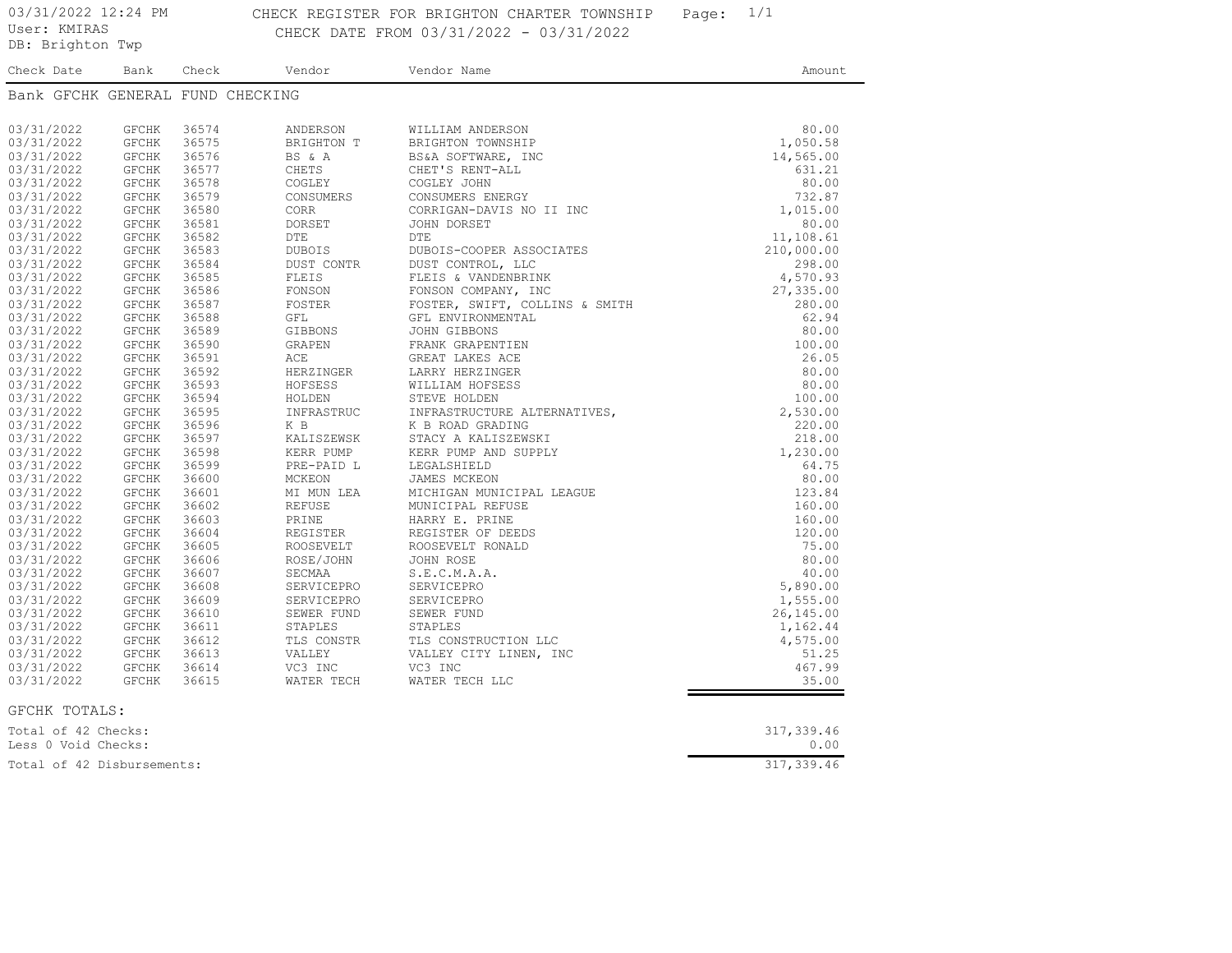03/31/2022 12:24 PM
User: KMIRAS
DB: Brighton Twp

# CHECK REGISTER FOR BRIGHTON CHARTER TOWNSHIP

CHECK DATE FROM 03/31/2022 - 03/31/2022

Page: 1/1

## Bank GFCHK GENERAL FUND CHECKING

| Check Date | Bank | Check | Vendor | Vendor Name | Amount |
|---|---|---|---|---|---|
| 03/31/2022 | GFCHK | 36574 | ANDERSON | WILLIAM ANDERSON | 80.00 |
| 03/31/2022 | GFCHK | 36575 | BRIGHTON T | BRIGHTON TOWNSHIP | 1,050.58 |
| 03/31/2022 | GFCHK | 36576 | BS & A | BS&A SOFTWARE, INC | 14,565.00 |
| 03/31/2022 | GFCHK | 36577 | CHETS | CHET'S RENT-ALL | 631.21 |
| 03/31/2022 | GFCHK | 36578 | COGLEY | COGLEY JOHN | 80.00 |
| 03/31/2022 | GFCHK | 36579 | CONSUMERS | CONSUMERS ENERGY | 732.87 |
| 03/31/2022 | GFCHK | 36580 | CORR | CORRIGAN-DAVIS NO II INC | 1,015.00 |
| 03/31/2022 | GFCHK | 36581 | DORSET | JOHN DORSET | 80.00 |
| 03/31/2022 | GFCHK | 36582 | DTE | DTE | 11,108.61 |
| 03/31/2022 | GFCHK | 36583 | DUBOIS | DUBOIS-COOPER ASSOCIATES | 210,000.00 |
| 03/31/2022 | GFCHK | 36584 | DUST CONTR | DUST CONTROL, LLC | 298.00 |
| 03/31/2022 | GFCHK | 36585 | FLEIS | FLEIS & VANDENBRINK | 4,570.93 |
| 03/31/2022 | GFCHK | 36586 | FONSON | FONSON COMPANY, INC | 27,335.00 |
| 03/31/2022 | GFCHK | 36587 | FOSTER | FOSTER, SWIFT, COLLINS & SMITH | 280.00 |
| 03/31/2022 | GFCHK | 36588 | GFL | GFL ENVIRONMENTAL | 62.94 |
| 03/31/2022 | GFCHK | 36589 | GIBBONS | JOHN GIBBONS | 80.00 |
| 03/31/2022 | GFCHK | 36590 | GRAPEN | FRANK GRAPENTIEN | 100.00 |
| 03/31/2022 | GFCHK | 36591 | ACE | GREAT LAKES ACE | 26.05 |
| 03/31/2022 | GFCHK | 36592 | HERZINGER | LARRY HERZINGER | 80.00 |
| 03/31/2022 | GFCHK | 36593 | HOFSESS | WILLIAM HOFSESS | 80.00 |
| 03/31/2022 | GFCHK | 36594 | HOLDEN | STEVE HOLDEN | 100.00 |
| 03/31/2022 | GFCHK | 36595 | INFRASTRUC | INFRASTRUCTURE ALTERNATIVES, | 2,530.00 |
| 03/31/2022 | GFCHK | 36596 | K B | K B ROAD GRADING | 220.00 |
| 03/31/2022 | GFCHK | 36597 | KALISZEWSK | STACY A KALISZEWSKI | 218.00 |
| 03/31/2022 | GFCHK | 36598 | KERR PUMP | KERR PUMP AND SUPPLY | 1,230.00 |
| 03/31/2022 | GFCHK | 36599 | PRE-PAID L | LEGALSHIELD | 64.75 |
| 03/31/2022 | GFCHK | 36600 | MCKEON | JAMES MCKEON | 80.00 |
| 03/31/2022 | GFCHK | 36601 | MI MUN LEA | MICHIGAN MUNICIPAL LEAGUE | 123.84 |
| 03/31/2022 | GFCHK | 36602 | REFUSE | MUNICIPAL REFUSE | 160.00 |
| 03/31/2022 | GFCHK | 36603 | PRINE | HARRY E. PRINE | 160.00 |
| 03/31/2022 | GFCHK | 36604 | REGISTER | REGISTER OF DEEDS | 120.00 |
| 03/31/2022 | GFCHK | 36605 | ROOSEVELT | ROOSEVELT RONALD | 75.00 |
| 03/31/2022 | GFCHK | 36606 | ROSE/JOHN | JOHN ROSE | 80.00 |
| 03/31/2022 | GFCHK | 36607 | SECMAA | S.E.C.M.A.A. | 40.00 |
| 03/31/2022 | GFCHK | 36608 | SERVICEPRO | SERVICEPRO | 5,890.00 |
| 03/31/2022 | GFCHK | 36609 | SERVICEPRO | SERVICEPRO | 1,555.00 |
| 03/31/2022 | GFCHK | 36610 | SEWER FUND | SEWER FUND | 26,145.00 |
| 03/31/2022 | GFCHK | 36611 | STAPLES | STAPLES | 1,162.44 |
| 03/31/2022 | GFCHK | 36612 | TLS CONSTR | TLS CONSTRUCTION LLC | 4,575.00 |
| 03/31/2022 | GFCHK | 36613 | VALLEY | VALLEY CITY LINEN, INC | 51.25 |
| 03/31/2022 | GFCHK | 36614 | VC3 INC | VC3 INC | 467.99 |
| 03/31/2022 | GFCHK | 36615 | WATER TECH | WATER TECH LLC | 35.00 |

GFCHK TOTALS:

| | |
|---|---|
| Total of 42 Checks: | 317,339.46 |
| Less 0 Void Checks: | 0.00 |
| Total of 42 Disbursements: | 317,339.46 |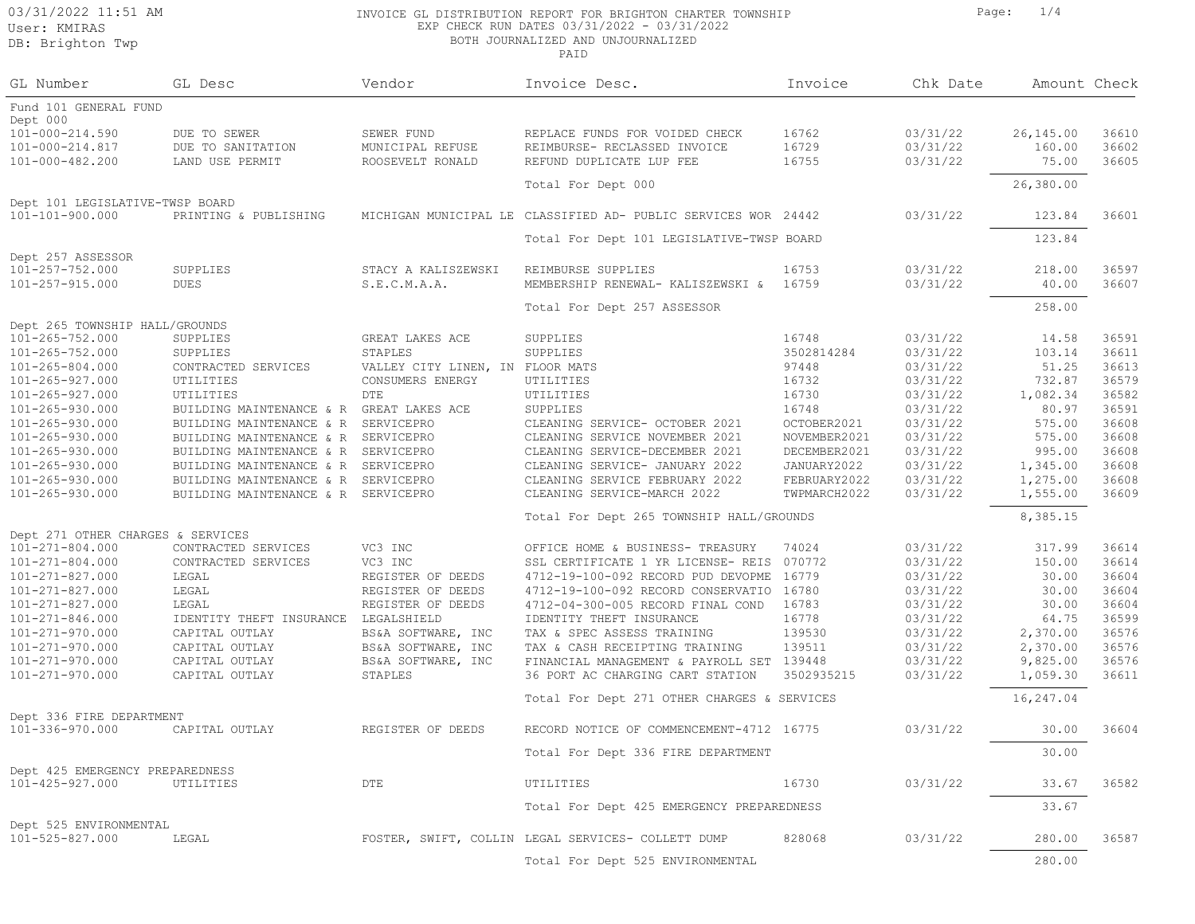INVOICE GL DISTRIBUTION REPORT FOR BRIGHTON CHARTER TOWNSHIP
EXP CHECK RUN DATES 03/31/2022 - 03/31/2022
BOTH JOURNALIZED AND UNJOURNALIZED
PAID

03/31/2022 11:51 AM
User: KMIRAS
DB: Brighton Twp

| GL Number | GL Desc | Vendor | Invoice Desc. | Invoice | Chk Date | Amount | Check |
|---|---|---|---|---|---|---|---|
| **Fund 101 GENERAL FUND** | | | | | | | |
| **Dept 000** | | | | | | | |
| 101-000-214.590 | DUE TO SEWER | SEWER FUND | REPLACE FUNDS FOR VOIDED CHECK | 16762 | 03/31/22 | 26,145.00 | 36610 |
| 101-000-214.817 | DUE TO SANITATION | MUNICIPAL REFUSE | REIMBURSE- RECLASSED INVOICE | 16729 | 03/31/22 | 160.00 | 36602 |
| 101-000-482.200 | LAND USE PERMIT | ROOSEVELT RONALD | REFUND DUPLICATE LUP FEE | 16755 | 03/31/22 | 75.00 | 36605 |
| | | | Total For Dept 000 | | | 26,380.00 | |
| **Dept 101 LEGISLATIVE-TWSP BOARD** | | | | | | | |
| 101-101-900.000 | PRINTING & PUBLISHING | MICHIGAN MUNICIPAL LE | CLASSIFIED AD- PUBLIC SERVICES WOR | 24442 | 03/31/22 | 123.84 | 36601 |
| | | | Total For Dept 101 LEGISLATIVE-TWSP BOARD | | | 123.84 | |
| **Dept 257 ASSESSOR** | | | | | | | |
| 101-257-752.000 | SUPPLIES | STACY A KALISZEWSKI | REIMBURSE SUPPLIES | 16753 | 03/31/22 | 218.00 | 36597 |
| 101-257-915.000 | DUES | S.E.C.M.A.A. | MEMBERSHIP RENEWAL- KALISZEWSKI & | 16759 | 03/31/22 | 40.00 | 36607 |
| | | | Total For Dept 257 ASSESSOR | | | 258.00 | |
| **Dept 265 TOWNSHIP HALL/GROUNDS** | | | | | | | |
| 101-265-752.000 | SUPPLIES | GREAT LAKES ACE | SUPPLIES | 16748 | 03/31/22 | 14.58 | 36591 |
| 101-265-752.000 | SUPPLIES | STAPLES | SUPPLIES | 3502814284 | 03/31/22 | 103.14 | 36611 |
| 101-265-804.000 | CONTRACTED SERVICES | VALLEY CITY LINEN, IN | FLOOR MATS | 97448 | 03/31/22 | 51.25 | 36613 |
| 101-265-927.000 | UTILITIES | CONSUMERS ENERGY | UTILITIES | 16732 | 03/31/22 | 732.87 | 36579 |
| 101-265-927.000 | UTILITIES | DTE | UTILITIES | 16730 | 03/31/22 | 1,082.34 | 36582 |
| 101-265-930.000 | BUILDING MAINTENANCE & R | GREAT LAKES ACE | SUPPLIES | 16748 | 03/31/22 | 80.97 | 36591 |
| 101-265-930.000 | BUILDING MAINTENANCE & R | SERVICEPRO | CLEANING SERVICE- OCTOBER 2021 | OCTOBER2021 | 03/31/22 | 575.00 | 36608 |
| 101-265-930.000 | BUILDING MAINTENANCE & R | SERVICEPRO | CLEANING SERVICE NOVEMBER 2021 | NOVEMBER2021 | 03/31/22 | 575.00 | 36608 |
| 101-265-930.000 | BUILDING MAINTENANCE & R | SERVICEPRO | CLEANING SERVICE-DECEMBER 2021 | DECEMBER2021 | 03/31/22 | 995.00 | 36608 |
| 101-265-930.000 | BUILDING MAINTENANCE & R | SERVICEPRO | CLEANING SERVICE- JANUARY 2022 | JANUARY2022 | 03/31/22 | 1,345.00 | 36608 |
| 101-265-930.000 | BUILDING MAINTENANCE & R | SERVICEPRO | CLEANING SERVICE FEBRUARY 2022 | FEBRUARY2022 | 03/31/22 | 1,275.00 | 36608 |
| 101-265-930.000 | BUILDING MAINTENANCE & R | SERVICEPRO | CLEANING SERVICE-MARCH 2022 | TWPMARCH2022 | 03/31/22 | 1,555.00 | 36609 |
| | | | Total For Dept 265 TOWNSHIP HALL/GROUNDS | | | 8,385.15 | |
| **Dept 271 OTHER CHARGES & SERVICES** | | | | | | | |
| 101-271-804.000 | CONTRACTED SERVICES | VC3 INC | OFFICE HOME & BUSINESS- TREASURY | 74024 | 03/31/22 | 317.99 | 36614 |
| 101-271-804.000 | CONTRACTED SERVICES | VC3 INC | SSL CERTIFICATE 1 YR LICENSE- REIS | 070772 | 03/31/22 | 150.00 | 36614 |
| 101-271-827.000 | LEGAL | REGISTER OF DEEDS | 4712-19-100-092 RECORD PUD DEVOPME | 16779 | 03/31/22 | 30.00 | 36604 |
| 101-271-827.000 | LEGAL | REGISTER OF DEEDS | 4712-19-100-092 RECORD CONSERVATIO | 16780 | 03/31/22 | 30.00 | 36604 |
| 101-271-827.000 | LEGAL | REGISTER OF DEEDS | 4712-04-300-005 RECORD FINAL COND | 16783 | 03/31/22 | 30.00 | 36604 |
| 101-271-846.000 | IDENTITY THEFT INSURANCE | LEGALSHIELD | IDENTITY THEFT INSURANCE | 16778 | 03/31/22 | 64.75 | 36599 |
| 101-271-970.000 | CAPITAL OUTLAY | BS&A SOFTWARE, INC | TAX & SPEC ASSESS TRAINING | 139530 | 03/31/22 | 2,370.00 | 36576 |
| 101-271-970.000 | CAPITAL OUTLAY | BS&A SOFTWARE, INC | TAX & CASH RECEIPTING TRAINING | 139511 | 03/31/22 | 2,370.00 | 36576 |
| 101-271-970.000 | CAPITAL OUTLAY | BS&A SOFTWARE, INC | FINANCIAL MANAGEMENT & PAYROLL SET | 139448 | 03/31/22 | 9,825.00 | 36576 |
| 101-271-970.000 | CAPITAL OUTLAY | STAPLES | 36 PORT AC CHARGING CART STATION | 3502935215 | 03/31/22 | 1,059.30 | 36611 |
| | | | Total For Dept 271 OTHER CHARGES & SERVICES | | | 16,247.04 | |
| **Dept 336 FIRE DEPARTMENT** | | | | | | | |
| 101-336-970.000 | CAPITAL OUTLAY | REGISTER OF DEEDS | RECORD NOTICE OF COMMENCEMENT-4712 | 16775 | 03/31/22 | 30.00 | 36604 |
| | | | Total For Dept 336 FIRE DEPARTMENT | | | 30.00 | |
| **Dept 425 EMERGENCY PREPAREDNESS** | | | | | | | |
| 101-425-927.000 | UTILITIES | DTE | UTILITIES | 16730 | 03/31/22 | 33.67 | 36582 |
| | | | Total For Dept 425 EMERGENCY PREPAREDNESS | | | 33.67 | |
| **Dept 525 ENVIRONMENTAL** | | | | | | | |
| 101-525-827.000 | LEGAL | FOSTER, SWIFT, COLLIN | LEGAL SERVICES- COLLETT DUMP | 828068 | 03/31/22 | 280.00 | 36587 |
| | | | Total For Dept 525 ENVIRONMENTAL | | | 280.00 | |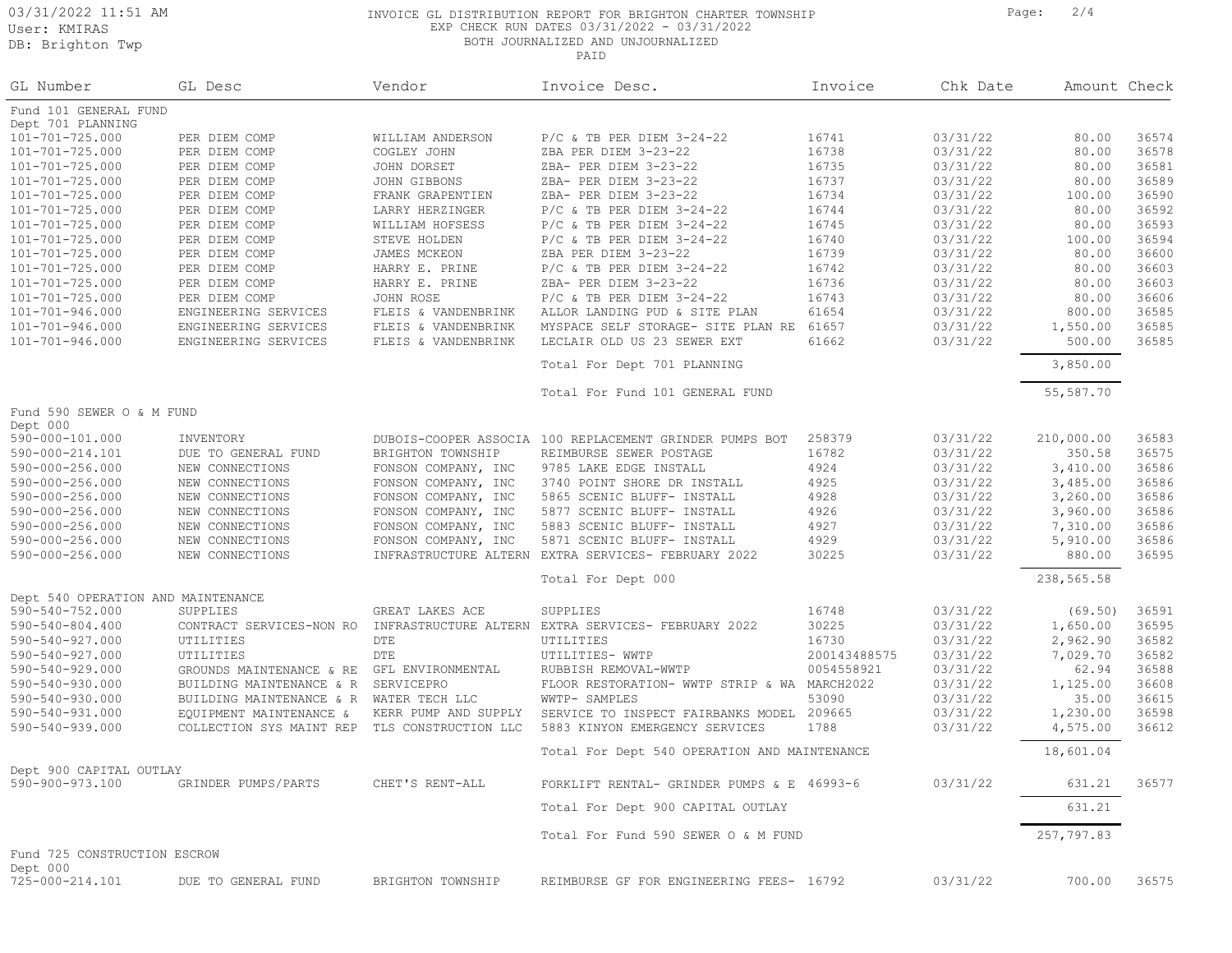# INVOICE GL DISTRIBUTION REPORT FOR BRIGHTON CHARTER TOWNSHIP

EXP CHECK RUN DATES 03/31/2022 - 03/31/2022
BOTH JOURNALIZED AND UNJOURNALIZED
PAID

03/31/2022 11:51 AM
User: KMIRAS
DB: Brighton Twp

| GL Number | GL Desc | Vendor | Invoice Desc. | Invoice | Chk Date | Amount | Check |
|---|---|---|---|---|---|---|---|
| **Fund 101 GENERAL FUND** | | | | | | | |
| **Dept 701 PLANNING** | | | | | | | |
| 101-701-725.000 | PER DIEM COMP | WILLIAM ANDERSON | P/C & TB PER DIEM 3-24-22 | 16741 | 03/31/22 | 80.00 | 36574 |
| 101-701-725.000 | PER DIEM COMP | COGLEY JOHN | ZBA PER DIEM 3-23-22 | 16738 | 03/31/22 | 80.00 | 36578 |
| 101-701-725.000 | PER DIEM COMP | JOHN DORSET | ZBA- PER DIEM 3-23-22 | 16735 | 03/31/22 | 80.00 | 36581 |
| 101-701-725.000 | PER DIEM COMP | JOHN GIBBONS | ZBA- PER DIEM 3-23-22 | 16737 | 03/31/22 | 80.00 | 36589 |
| 101-701-725.000 | PER DIEM COMP | FRANK GRAPENTIEN | ZBA- PER DIEM 3-23-22 | 16734 | 03/31/22 | 100.00 | 36590 |
| 101-701-725.000 | PER DIEM COMP | LARRY HERZINGER | P/C & TB PER DIEM 3-24-22 | 16744 | 03/31/22 | 80.00 | 36592 |
| 101-701-725.000 | PER DIEM COMP | WILLIAM HOFSESS | P/C & TB PER DIEM 3-24-22 | 16745 | 03/31/22 | 80.00 | 36593 |
| 101-701-725.000 | PER DIEM COMP | STEVE HOLDEN | P/C & TB PER DIEM 3-24-22 | 16740 | 03/31/22 | 100.00 | 36594 |
| 101-701-725.000 | PER DIEM COMP | JAMES MCKEON | ZBA PER DIEM 3-23-22 | 16739 | 03/31/22 | 80.00 | 36600 |
| 101-701-725.000 | PER DIEM COMP | HARRY E. PRINE | P/C & TB PER DIEM 3-24-22 | 16742 | 03/31/22 | 80.00 | 36603 |
| 101-701-725.000 | PER DIEM COMP | HARRY E. PRINE | ZBA- PER DIEM 3-23-22 | 16736 | 03/31/22 | 80.00 | 36603 |
| 101-701-725.000 | PER DIEM COMP | JOHN ROSE | P/C & TB PER DIEM 3-24-22 | 16743 | 03/31/22 | 80.00 | 36606 |
| 101-701-946.000 | ENGINEERING SERVICES | FLEIS & VANDENBRINK | ALLOR LANDING PUD & SITE PLAN | 61654 | 03/31/22 | 800.00 | 36585 |
| 101-701-946.000 | ENGINEERING SERVICES | FLEIS & VANDENBRINK | MYSPACE SELF STORAGE- SITE PLAN RE | 61657 | 03/31/22 | 1,550.00 | 36585 |
| 101-701-946.000 | ENGINEERING SERVICES | FLEIS & VANDENBRINK | LECLAIR OLD US 23 SEWER EXT | 61662 | 03/31/22 | 500.00 | 36585 |
| | | | Total For Dept 701 PLANNING | | | 3,850.00 | |
| | | | Total For Fund 101 GENERAL FUND | | | 55,587.70 | |
| **Fund 590 SEWER O & M FUND** | | | | | | | |
| **Dept 000** | | | | | | | |
| 590-000-101.000 | INVENTORY | DUBOIS-COOPER ASSOCIA | 100 REPLACEMENT GRINDER PUMPS BOT | 258379 | 03/31/22 | 210,000.00 | 36583 |
| 590-000-214.101 | DUE TO GENERAL FUND | BRIGHTON TOWNSHIP | REIMBURSE SEWER POSTAGE | 16782 | 03/31/22 | 350.58 | 36575 |
| 590-000-256.000 | NEW CONNECTIONS | FONSON COMPANY, INC | 9785 LAKE EDGE INSTALL | 4924 | 03/31/22 | 3,410.00 | 36586 |
| 590-000-256.000 | NEW CONNECTIONS | FONSON COMPANY, INC | 3740 POINT SHORE DR INSTALL | 4925 | 03/31/22 | 3,485.00 | 36586 |
| 590-000-256.000 | NEW CONNECTIONS | FONSON COMPANY, INC | 5865 SCENIC BLUFF- INSTALL | 4928 | 03/31/22 | 3,260.00 | 36586 |
| 590-000-256.000 | NEW CONNECTIONS | FONSON COMPANY, INC | 5877 SCENIC BLUFF- INSTALL | 4926 | 03/31/22 | 3,960.00 | 36586 |
| 590-000-256.000 | NEW CONNECTIONS | FONSON COMPANY, INC | 5883 SCENIC BLUFF- INSTALL | 4927 | 03/31/22 | 7,310.00 | 36586 |
| 590-000-256.000 | NEW CONNECTIONS | FONSON COMPANY, INC | 5871 SCENIC BLUFF- INSTALL | 4929 | 03/31/22 | 5,910.00 | 36586 |
| 590-000-256.000 | NEW CONNECTIONS | INFRASTRUCTURE ALTERN | EXTRA SERVICES- FEBRUARY 2022 | 30225 | 03/31/22 | 880.00 | 36595 |
| | | | Total For Dept 000 | | | 238,565.58 | |
| **Dept 540 OPERATION AND MAINTENANCE** | | | | | | | |
| 590-540-752.000 | SUPPLIES | GREAT LAKES ACE | SUPPLIES | 16748 | 03/31/22 | (69.50) | 36591 |
| 590-540-804.400 | CONTRACT SERVICES-NON RO | INFRASTRUCTURE ALTERN | EXTRA SERVICES- FEBRUARY 2022 | 30225 | 03/31/22 | 1,650.00 | 36595 |
| 590-540-927.000 | UTILITIES | DTE | UTILITIES | 16730 | 03/31/22 | 2,962.90 | 36582 |
| 590-540-927.000 | UTILITIES | DTE | UTILITIES- WWTP | 200143488575 | 03/31/22 | 7,029.70 | 36582 |
| 590-540-929.000 | GROUNDS MAINTENANCE & RE | GFL ENVIRONMENTAL | RUBBISH REMOVAL-WWTP | 0054558921 | 03/31/22 | 62.94 | 36588 |
| 590-540-930.000 | BUILDING MAINTENANCE & R | SERVICEPRO | FLOOR RESTORATION- WWTP STRIP & WA | MARCH2022 | 03/31/22 | 1,125.00 | 36608 |
| 590-540-930.000 | BUILDING MAINTENANCE & R | WATER TECH LLC | WWTP- SAMPLES | 53090 | 03/31/22 | 35.00 | 36615 |
| 590-540-931.000 | EQUIPMENT MAINTENANCE & | KERR PUMP AND SUPPLY | SERVICE TO INSPECT FAIRBANKS MODEL | 209665 | 03/31/22 | 1,230.00 | 36598 |
| 590-540-939.000 | COLLECTION SYS MAINT REP | TLS CONSTRUCTION LLC | 5883 KINYON EMERGENCY SERVICES | 1788 | 03/31/22 | 4,575.00 | 36612 |
| | | | Total For Dept 540 OPERATION AND MAINTENANCE | | | 18,601.04 | |
| **Dept 900 CAPITAL OUTLAY** | | | | | | | |
| 590-900-973.100 | GRINDER PUMPS/PARTS | CHET'S RENT-ALL | FORKLIFT RENTAL- GRINDER PUMPS & E | 46993-6 | 03/31/22 | 631.21 | 36577 |
| | | | Total For Dept 900 CAPITAL OUTLAY | | | 631.21 | |
| | | | Total For Fund 590 SEWER O & M FUND | | | 257,797.83 | |
| **Fund 725 CONSTRUCTION ESCROW** | | | | | | | |
| **Dept 000** | | | | | | | |
| 725-000-214.101 | DUE TO GENERAL FUND | BRIGHTON TOWNSHIP | REIMBURSE GF FOR ENGINEERING FEES- | 16792 | 03/31/22 | 700.00 | 36575 |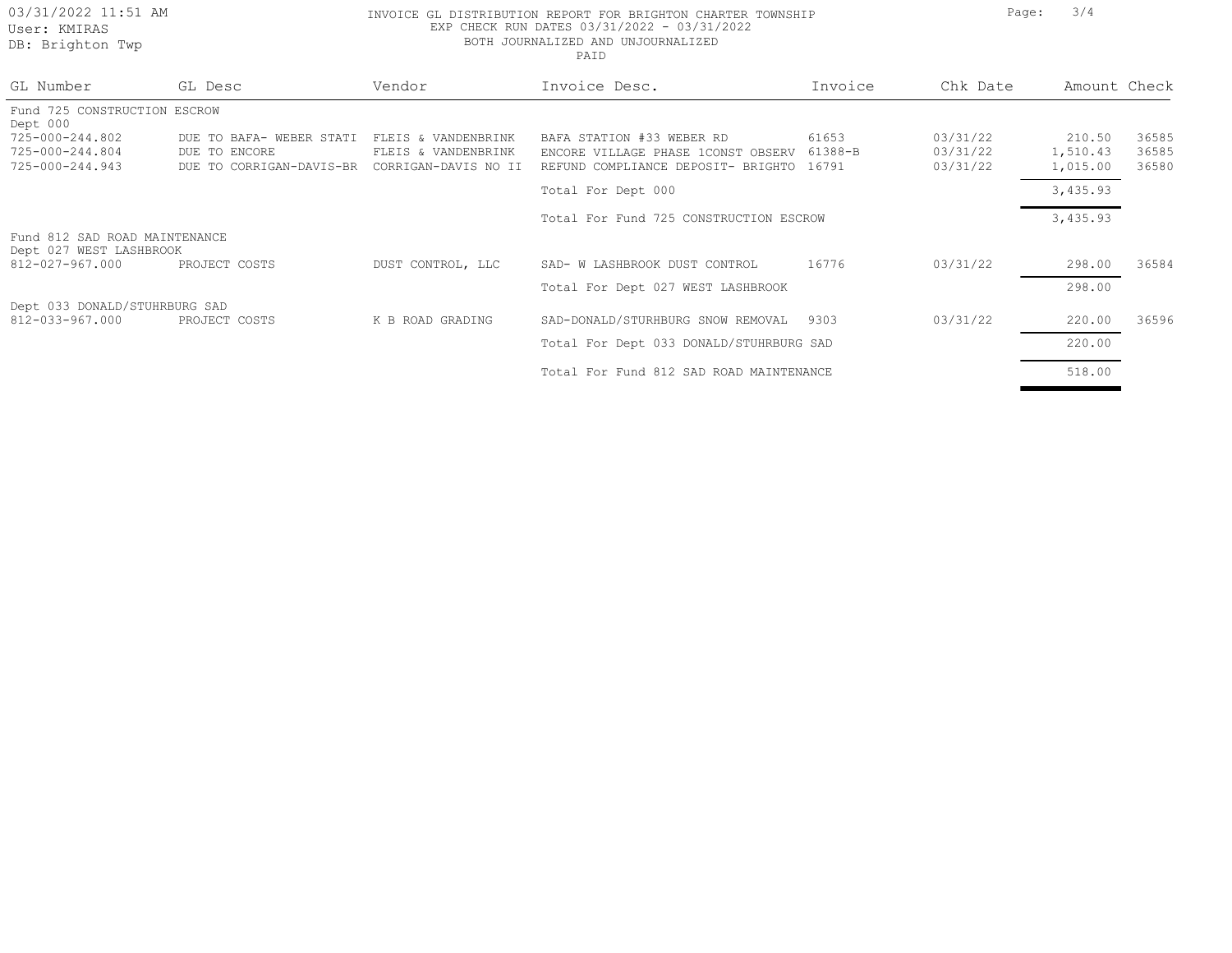INVOICE GL DISTRIBUTION REPORT FOR BRIGHTON CHARTER TOWNSHIP
EXP CHECK RUN DATES 03/31/2022 - 03/31/2022
BOTH JOURNALIZED AND UNJOURNALIZED
PAID

| GL Number | GL Desc | Vendor | Invoice Desc. | Invoice | Chk Date | Amount | Check |
|---|---|---|---|---|---|---|---|
| Fund 725 CONSTRUCTION ESCROW | | | | | | | |
| Dept 000 | | | | | | | |
| 725-000-244.802 | DUE TO BAFA- WEBER STATI | FLEIS & VANDENBRINK | BAFA STATION #33 WEBER RD | 61653 | 03/31/22 | 210.50 | 36585 |
| 725-000-244.804 | DUE TO ENCORE | FLEIS & VANDENBRINK | ENCORE VILLAGE PHASE 1CONST OBSERV | 61388-B | 03/31/22 | 1,510.43 | 36585 |
| 725-000-244.943 | DUE TO CORRIGAN-DAVIS-BR | CORRIGAN-DAVIS NO II | REFUND COMPLIANCE DEPOSIT- BRIGHTO | 16791 | 03/31/22 | 1,015.00 | 36580 |
| | | | Total For Dept 000 | | | 3,435.93 | |
| | | | Total For Fund 725 CONSTRUCTION ESCROW | | | 3,435.93 | |
| Fund 812 SAD ROAD MAINTENANCE | | | | | | | |
| Dept 027 WEST LASHBROOK | | | | | | | |
| 812-027-967.000 | PROJECT COSTS | DUST CONTROL, LLC | SAD- W LASHBROOK DUST CONTROL | 16776 | 03/31/22 | 298.00 | 36584 |
| | | | Total For Dept 027 WEST LASHBROOK | | | 298.00 | |
| Dept 033 DONALD/STUHRBURG SAD | | | | | | | |
| 812-033-967.000 | PROJECT COSTS | K B ROAD GRADING | SAD-DONALD/STURHBURG SNOW REMOVAL | 9303 | 03/31/22 | 220.00 | 36596 |
| | | | Total For Dept 033 DONALD/STUHRBURG SAD | | | 220.00 | |
| | | | Total For Fund 812 SAD ROAD MAINTENANCE | | | 518.00 | |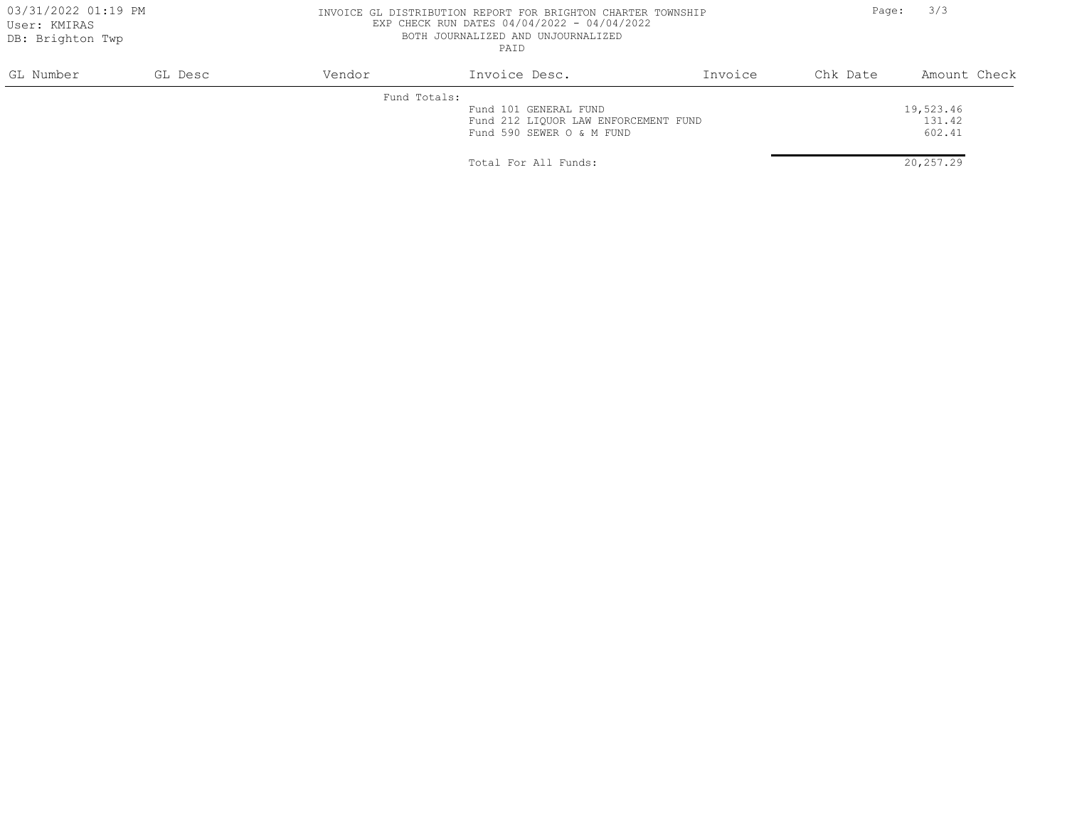INVOICE GL DISTRIBUTION REPORT FOR BRIGHTON CHARTER TOWNSHIP
EXP CHECK RUN DATES 04/04/2022 - 04/04/2022
BOTH JOURNALIZED AND UNJOURNALIZED
PAID

| GL Number | GL Desc | Vendor | Invoice Desc. | Invoice | Chk Date | Amount | Check |
|---|---|---|---|---|---|---|---|
| | | Fund Totals: | | | | | |
| | | | Fund 101 GENERAL FUND | | | 19,523.46 | |
| | | | Fund 212 LIQUOR LAW ENFORCEMENT FUND | | | 131.42 | |
| | | | Fund 590 SEWER O & M FUND | | | 602.41 | |
| | | | Total For All Funds: | | | 20,257.29 | |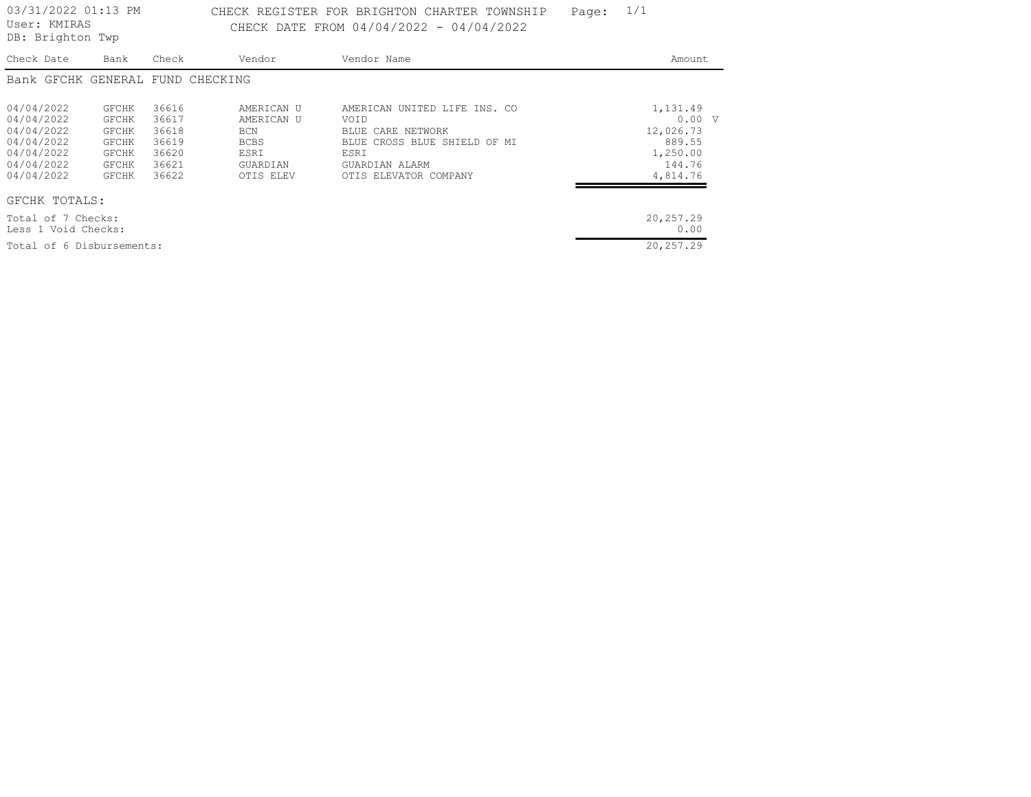03/31/2022 01:13 PM
User: KMIRAS
DB: Brighton Twp

# CHECK REGISTER FOR BRIGHTON CHARTER TOWNSHIP

CHECK DATE FROM 04/04/2022 - 04/04/2022

| Check Date | Bank | Check | Vendor | Vendor Name | Amount | |
|---|---|---|---|---|---|---|

## Bank GFCHK GENERAL FUND CHECKING

| Check Date | Bank | Check | Vendor | Vendor Name | Amount | |
|---|---|---|---|---|---|---|
| 04/04/2022 | GFCHK | 36616 | AMERICAN U | AMERICAN UNITED LIFE INS. CO | 1,131.49 | |
| 04/04/2022 | GFCHK | 36617 | AMERICAN U | VOID | 0.00 | V |
| 04/04/2022 | GFCHK | 36618 | BCN | BLUE CARE NETWORK | 12,026.73 | |
| 04/04/2022 | GFCHK | 36619 | BCBS | BLUE CROSS BLUE SHIELD OF MI | 889.55 | |
| 04/04/2022 | GFCHK | 36620 | ESRI | ESRI | 1,250.00 | |
| 04/04/2022 | GFCHK | 36621 | GUARDIAN | GUARDIAN ALARM | 144.76 | |
| 04/04/2022 | GFCHK | 36622 | OTIS ELEV | OTIS ELEVATOR COMPANY | 4,814.76 | |

GFCHK TOTALS:

| | |
|---|---|
| Total of 7 Checks: | 20,257.29 |
| Less 1 Void Checks: | 0.00 |
| Total of 6 Disbursements: | 20,257.29 |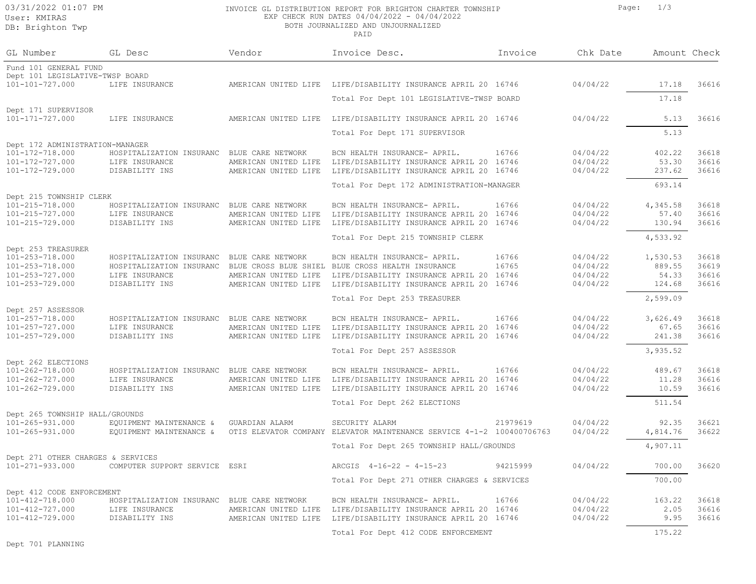03/31/2022 01:07 PM
User: KMIRAS
DB: Brighton Twp

INVOICE GL DISTRIBUTION REPORT FOR BRIGHTON CHARTER TOWNSHIP
EXP CHECK RUN DATES 04/04/2022 - 04/04/2022
BOTH JOURNALIZED AND UNJOURNALIZED
PAID

| GL Number | GL Desc | Vendor | Invoice Desc. | Invoice | Chk Date | Amount | Check |
|---|---|---|---|---|---|---|---|
| Fund 101 GENERAL FUND | | | | | | | |
| Dept 101 LEGISLATIVE-TWSP BOARD | | | | | | | |
| 101-101-727.000 | LIFE INSURANCE | AMERICAN UNITED LIFE | LIFE/DISABILITY INSURANCE APRIL 20 | 16746 | 04/04/22 | 17.18 | 36616 |
| | | | Total For Dept 101 LEGISLATIVE-TWSP BOARD | | | 17.18 | |
| Dept 171 SUPERVISOR | | | | | | | |
| 101-171-727.000 | LIFE INSURANCE | AMERICAN UNITED LIFE | LIFE/DISABILITY INSURANCE APRIL 20 | 16746 | 04/04/22 | 5.13 | 36616 |
| | | | Total For Dept 171 SUPERVISOR | | | 5.13 | |
| Dept 172 ADMINISTRATION-MANAGER | | | | | | | |
| 101-172-718.000 | HOSPITALIZATION INSURANC | BLUE CARE NETWORK | BCN HEALTH INSURANCE- APRIL. | 16766 | 04/04/22 | 402.22 | 36618 |
| 101-172-727.000 | LIFE INSURANCE | AMERICAN UNITED LIFE | LIFE/DISABILITY INSURANCE APRIL 20 | 16746 | 04/04/22 | 53.30 | 36616 |
| 101-172-729.000 | DISABILITY INS | AMERICAN UNITED LIFE | LIFE/DISABILITY INSURANCE APRIL 20 | 16746 | 04/04/22 | 237.62 | 36616 |
| | | | Total For Dept 172 ADMINISTRATION-MANAGER | | | 693.14 | |
| Dept 215 TOWNSHIP CLERK | | | | | | | |
| 101-215-718.000 | HOSPITALIZATION INSURANC | BLUE CARE NETWORK | BCN HEALTH INSURANCE- APRIL. | 16766 | 04/04/22 | 4,345.58 | 36618 |
| 101-215-727.000 | LIFE INSURANCE | AMERICAN UNITED LIFE | LIFE/DISABILITY INSURANCE APRIL 20 | 16746 | 04/04/22 | 57.40 | 36616 |
| 101-215-729.000 | DISABILITY INS | AMERICAN UNITED LIFE | LIFE/DISABILITY INSURANCE APRIL 20 | 16746 | 04/04/22 | 130.94 | 36616 |
| | | | Total For Dept 215 TOWNSHIP CLERK | | | 4,533.92 | |
| Dept 253 TREASURER | | | | | | | |
| 101-253-718.000 | HOSPITALIZATION INSURANC | BLUE CARE NETWORK | BCN HEALTH INSURANCE- APRIL. | 16766 | 04/04/22 | 1,530.53 | 36618 |
| 101-253-718.000 | HOSPITALIZATION INSURANC | BLUE CROSS BLUE SHIEL | BLUE CROSS HEALTH INSURANCE | 16765 | 04/04/22 | 889.55 | 36619 |
| 101-253-727.000 | LIFE INSURANCE | AMERICAN UNITED LIFE | LIFE/DISABILITY INSURANCE APRIL 20 | 16746 | 04/04/22 | 54.33 | 36616 |
| 101-253-729.000 | DISABILITY INS | AMERICAN UNITED LIFE | LIFE/DISABILITY INSURANCE APRIL 20 | 16746 | 04/04/22 | 124.68 | 36616 |
| | | | Total For Dept 253 TREASURER | | | 2,599.09 | |
| Dept 257 ASSESSOR | | | | | | | |
| 101-257-718.000 | HOSPITALIZATION INSURANC | BLUE CARE NETWORK | BCN HEALTH INSURANCE- APRIL. | 16766 | 04/04/22 | 3,626.49 | 36618 |
| 101-257-727.000 | LIFE INSURANCE | AMERICAN UNITED LIFE | LIFE/DISABILITY INSURANCE APRIL 20 | 16746 | 04/04/22 | 67.65 | 36616 |
| 101-257-729.000 | DISABILITY INS | AMERICAN UNITED LIFE | LIFE/DISABILITY INSURANCE APRIL 20 | 16746 | 04/04/22 | 241.38 | 36616 |
| | | | Total For Dept 257 ASSESSOR | | | 3,935.52 | |
| Dept 262 ELECTIONS | | | | | | | |
| 101-262-718.000 | HOSPITALIZATION INSURANC | BLUE CARE NETWORK | BCN HEALTH INSURANCE- APRIL. | 16766 | 04/04/22 | 489.67 | 36618 |
| 101-262-727.000 | LIFE INSURANCE | AMERICAN UNITED LIFE | LIFE/DISABILITY INSURANCE APRIL 20 | 16746 | 04/04/22 | 11.28 | 36616 |
| 101-262-729.000 | DISABILITY INS | AMERICAN UNITED LIFE | LIFE/DISABILITY INSURANCE APRIL 20 | 16746 | 04/04/22 | 10.59 | 36616 |
| | | | Total For Dept 262 ELECTIONS | | | 511.54 | |
| Dept 265 TOWNSHIP HALL/GROUNDS | | | | | | | |
| 101-265-931.000 | EQUIPMENT MAINTENANCE & | GUARDIAN ALARM | SECURITY ALARM | 21979619 | 04/04/22 | 92.35 | 36621 |
| 101-265-931.000 | EQUIPMENT MAINTENANCE & | OTIS ELEVATOR COMPANY | ELEVATOR MAINTENANCE SERVICE 4-1-2 | 100400706763 | 04/04/22 | 4,814.76 | 36622 |
| | | | Total For Dept 265 TOWNSHIP HALL/GROUNDS | | | 4,907.11 | |
| Dept 271 OTHER CHARGES & SERVICES | | | | | | | |
| 101-271-933.000 | COMPUTER SUPPORT SERVICE | ESRI | ARCGIS 4-16-22 - 4-15-23 | 94215999 | 04/04/22 | 700.00 | 36620 |
| | | | Total For Dept 271 OTHER CHARGES & SERVICES | | | 700.00 | |
| Dept 412 CODE ENFORCEMENT | | | | | | | |
| 101-412-718.000 | HOSPITALIZATION INSURANC | BLUE CARE NETWORK | BCN HEALTH INSURANCE- APRIL. | 16766 | 04/04/22 | 163.22 | 36618 |
| 101-412-727.000 | LIFE INSURANCE | AMERICAN UNITED LIFE | LIFE/DISABILITY INSURANCE APRIL 20 | 16746 | 04/04/22 | 2.05 | 36616 |
| 101-412-729.000 | DISABILITY INS | AMERICAN UNITED LIFE | LIFE/DISABILITY INSURANCE APRIL 20 | 16746 | 04/04/22 | 9.95 | 36616 |
| | | | Total For Dept 412 CODE ENFORCEMENT | | | 175.22 | |
| Dept 701 PLANNING | | | | | | | |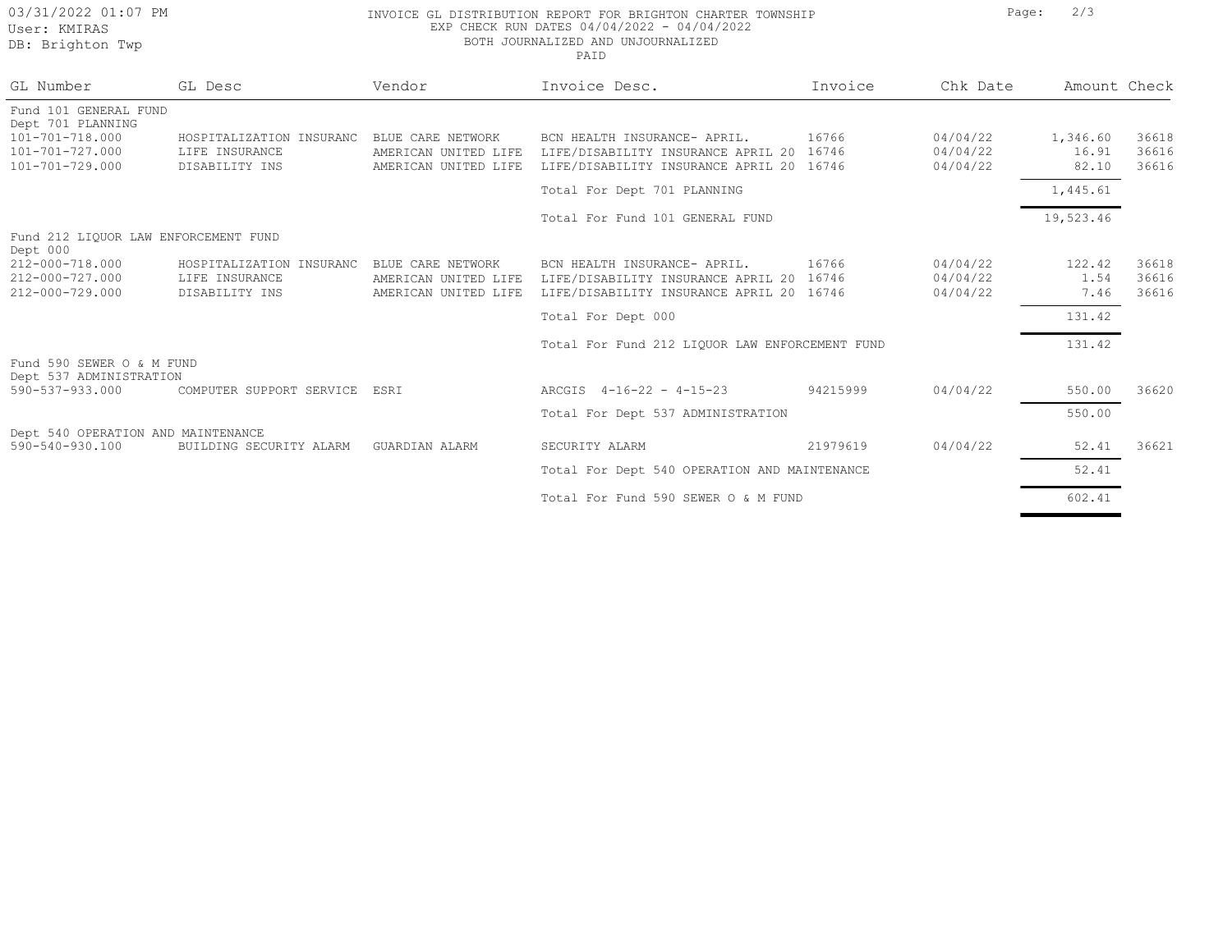INVOICE GL DISTRIBUTION REPORT FOR BRIGHTON CHARTER TOWNSHIP
EXP CHECK RUN DATES 04/04/2022 - 04/04/2022
BOTH JOURNALIZED AND UNJOURNALIZED
PAID

| GL Number | GL Desc | Vendor | Invoice Desc. | Invoice | Chk Date | Amount | Check |
|---|---|---|---|---|---|---|---|
| Fund 101 GENERAL FUND | | | | | | | |
| Dept 701 PLANNING | | | | | | | |
| 101-701-718.000 | HOSPITALIZATION INSURANC | BLUE CARE NETWORK | BCN HEALTH INSURANCE- APRIL. | 16766 | 04/04/22 | 1,346.60 | 36618 |
| 101-701-727.000 | LIFE INSURANCE | AMERICAN UNITED LIFE | LIFE/DISABILITY INSURANCE APRIL 20 | 16746 | 04/04/22 | 16.91 | 36616 |
| 101-701-729.000 | DISABILITY INS | AMERICAN UNITED LIFE | LIFE/DISABILITY INSURANCE APRIL 20 | 16746 | 04/04/22 | 82.10 | 36616 |
| | | | Total For Dept 701 PLANNING | | | 1,445.61 | |
| | | | Total For Fund 101 GENERAL FUND | | | 19,523.46 | |
| Fund 212 LIQUOR LAW ENFORCEMENT FUND | | | | | | | |
| Dept 000 | | | | | | | |
| 212-000-718.000 | HOSPITALIZATION INSURANC | BLUE CARE NETWORK | BCN HEALTH INSURANCE- APRIL. | 16766 | 04/04/22 | 122.42 | 36618 |
| 212-000-727.000 | LIFE INSURANCE | AMERICAN UNITED LIFE | LIFE/DISABILITY INSURANCE APRIL 20 | 16746 | 04/04/22 | 1.54 | 36616 |
| 212-000-729.000 | DISABILITY INS | AMERICAN UNITED LIFE | LIFE/DISABILITY INSURANCE APRIL 20 | 16746 | 04/04/22 | 7.46 | 36616 |
| | | | Total For Dept 000 | | | 131.42 | |
| | | | Total For Fund 212 LIQUOR LAW ENFORCEMENT FUND | | | 131.42 | |
| Fund 590 SEWER O & M FUND | | | | | | | |
| Dept 537 ADMINISTRATION | | | | | | | |
| 590-537-933.000 | COMPUTER SUPPORT SERVICE | ESRI | ARCGIS 4-16-22 - 4-15-23 | 94215999 | 04/04/22 | 550.00 | 36620 |
| | | | Total For Dept 537 ADMINISTRATION | | | 550.00 | |
| Dept 540 OPERATION AND MAINTENANCE | | | | | | | |
| 590-540-930.100 | BUILDING SECURITY ALARM | GUARDIAN ALARM | SECURITY ALARM | 21979619 | 04/04/22 | 52.41 | 36621 |
| | | | Total For Dept 540 OPERATION AND MAINTENANCE | | | 52.41 | |
| | | | Total For Fund 590 SEWER O & M FUND | | | 602.41 | |